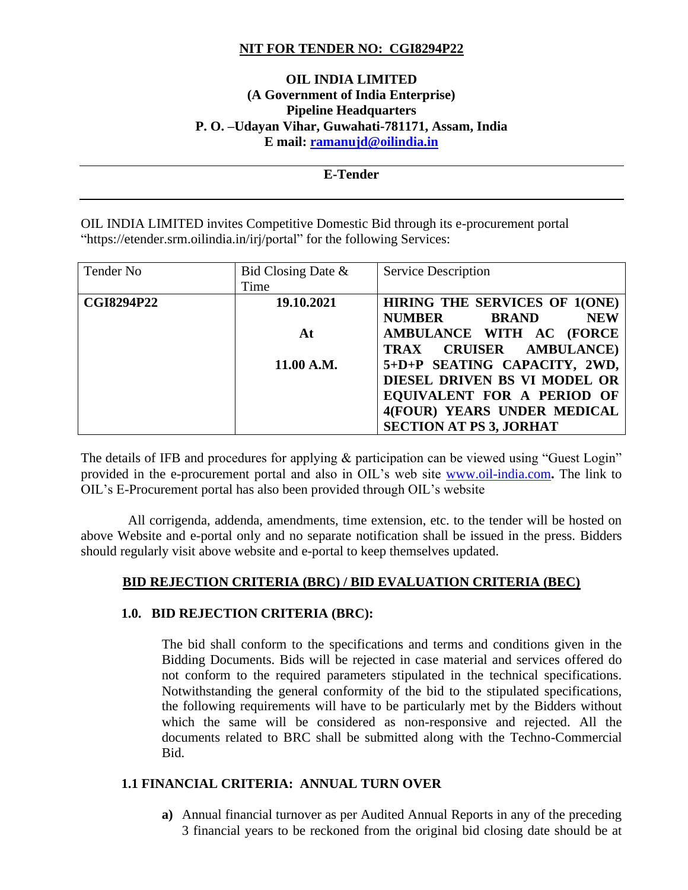**NIT FOR TENDER NO: CGI8294P22**

**OIL INDIA LIMITED**
**(A Government of India Enterprise)**
**Pipeline Headquarters**
**P. O. –Udayan Vihar, Guwahati-781171, Assam, India**
**E mail: ramanujd@oilindia.in**

---

**E-Tender**

---

OIL INDIA LIMITED invites Competitive Domestic Bid through its e-procurement portal "https://etender.srm.oilindia.in/irj/portal" for the following Services:

| Tender No | Bid Closing Date & Time | Service Description |
|---|---|---|
| **CGI8294P22** | **19.10.2021**<br><br>**At**<br><br>**11.00 A.M.** | **HIRING THE SERVICES OF 1(ONE) NUMBER BRAND NEW AMBULANCE WITH AC (FORCE TRAX CRUISER AMBULANCE) 5+D+P SEATING CAPACITY, 2WD, DIESEL DRIVEN BS VI MODEL OR EQUIVALENT FOR A PERIOD OF 4(FOUR) YEARS UNDER MEDICAL SECTION AT PS 3, JORHAT** |

The details of IFB and procedures for applying & participation can be viewed using "Guest Login" provided in the e-procurement portal and also in OIL's web site www.oil-india.com**.** The link to OIL's E-Procurement portal has also been provided through OIL's website

All corrigenda, addenda, amendments, time extension, etc. to the tender will be hosted on above Website and e-portal only and no separate notification shall be issued in the press. Bidders should regularly visit above website and e-portal to keep themselves updated.

## BID REJECTION CRITERIA (BRC) / BID EVALUATION CRITERIA (BEC)

### 1.0. BID REJECTION CRITERIA (BRC):

The bid shall conform to the specifications and terms and conditions given in the Bidding Documents. Bids will be rejected in case material and services offered do not conform to the required parameters stipulated in the technical specifications. Notwithstanding the general conformity of the bid to the stipulated specifications, the following requirements will have to be particularly met by the Bidders without which the same will be considered as non-responsive and rejected. All the documents related to BRC shall be submitted along with the Techno-Commercial Bid.

### 1.1 FINANCIAL CRITERIA: ANNUAL TURN OVER

**a)** Annual financial turnover as per Audited Annual Reports in any of the preceding 3 financial years to be reckoned from the original bid closing date should be at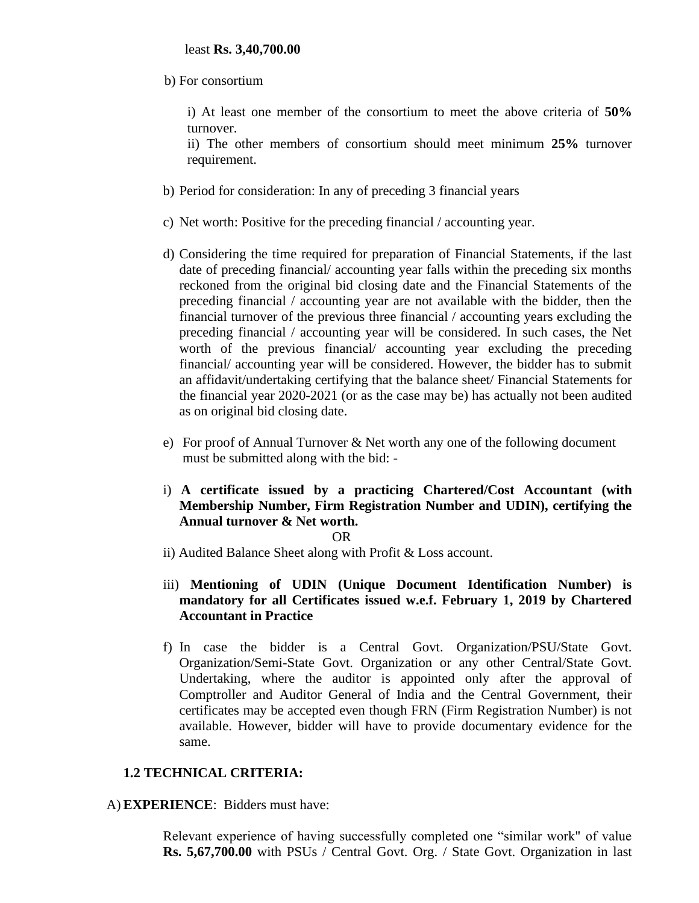least **Rs. 3,40,700.00**

b) For consortium

i) At least one member of the consortium to meet the above criteria of **50%** turnover.
ii) The other members of consortium should meet minimum **25%** turnover requirement.

b) Period for consideration: In any of preceding 3 financial years

c) Net worth: Positive for the preceding financial / accounting year.

d) Considering the time required for preparation of Financial Statements, if the last date of preceding financial/ accounting year falls within the preceding six months reckoned from the original bid closing date and the Financial Statements of the preceding financial / accounting year are not available with the bidder, then the financial turnover of the previous three financial / accounting years excluding the preceding financial / accounting year will be considered. In such cases, the Net worth of the previous financial/ accounting year excluding the preceding financial/ accounting year will be considered. However, the bidder has to submit an affidavit/undertaking certifying that the balance sheet/ Financial Statements for the financial year 2020-2021 (or as the case may be) has actually not been audited as on original bid closing date.

e) For proof of Annual Turnover & Net worth any one of the following document must be submitted along with the bid: -

i) **A certificate issued by a practicing Chartered/Cost Accountant (with Membership Number, Firm Registration Number and UDIN), certifying the Annual turnover & Net worth.**

OR

ii) Audited Balance Sheet along with Profit & Loss account.

iii) **Mentioning of UDIN (Unique Document Identification Number) is mandatory for all Certificates issued w.e.f. February 1, 2019 by Chartered Accountant in Practice**

f) In case the bidder is a Central Govt. Organization/PSU/State Govt. Organization/Semi-State Govt. Organization or any other Central/State Govt. Undertaking, where the auditor is appointed only after the approval of Comptroller and Auditor General of India and the Central Government, their certificates may be accepted even though FRN (Firm Registration Number) is not available. However, bidder will have to provide documentary evidence for the same.

### 1.2 TECHNICAL CRITERIA:

A) **EXPERIENCE**: Bidders must have:

Relevant experience of having successfully completed one "similar work" of value **Rs. 5,67,700.00** with PSUs / Central Govt. Org. / State Govt. Organization in last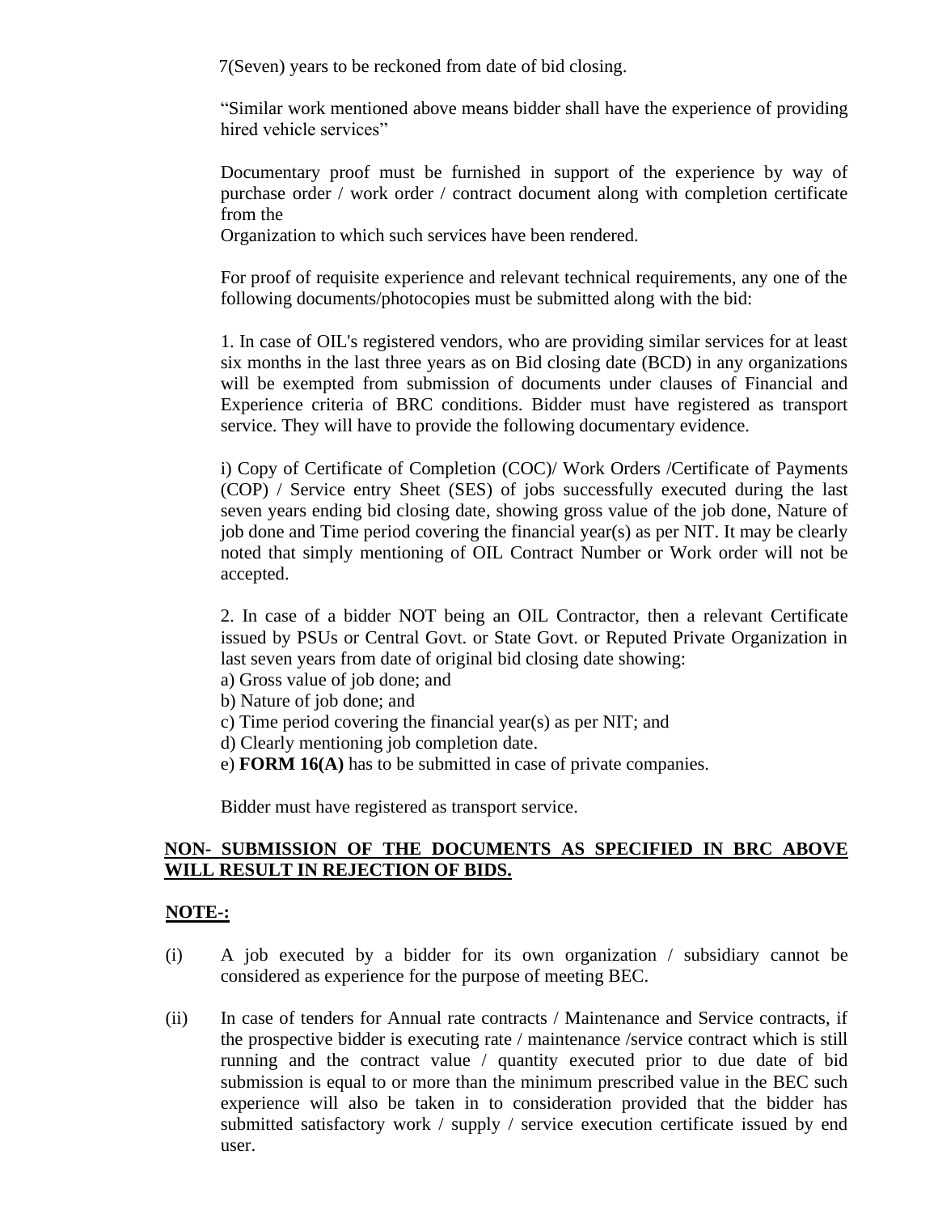7(Seven) years to be reckoned from date of bid closing.

“Similar work mentioned above means bidder shall have the experience of providing hired vehicle services”

Documentary proof must be furnished in support of the experience by way of purchase order / work order / contract document along with completion certificate from the
Organization to which such services have been rendered.

For proof of requisite experience and relevant technical requirements, any one of the following documents/photocopies must be submitted along with the bid:

1. In case of OIL's registered vendors, who are providing similar services for at least six months in the last three years as on Bid closing date (BCD) in any organizations will be exempted from submission of documents under clauses of Financial and Experience criteria of BRC conditions. Bidder must have registered as transport service. They will have to provide the following documentary evidence.

i) Copy of Certificate of Completion (COC)/ Work Orders /Certificate of Payments (COP) / Service entry Sheet (SES) of jobs successfully executed during the last seven years ending bid closing date, showing gross value of the job done, Nature of job done and Time period covering the financial year(s) as per NIT. It may be clearly noted that simply mentioning of OIL Contract Number or Work order will not be accepted.

2. In case of a bidder NOT being an OIL Contractor, then a relevant Certificate issued by PSUs or Central Govt. or State Govt. or Reputed Private Organization in last seven years from date of original bid closing date showing:
a) Gross value of job done; and
b) Nature of job done; and
c) Time period covering the financial year(s) as per NIT; and
d) Clearly mentioning job completion date.
e) **FORM 16(A)** has to be submitted in case of private companies.

Bidder must have registered as transport service.

**NON- SUBMISSION OF THE DOCUMENTS AS SPECIFIED IN BRC ABOVE WILL RESULT IN REJECTION OF BIDS.**

**NOTE-:**

(i) A job executed by a bidder for its own organization / subsidiary cannot be considered as experience for the purpose of meeting BEC.

(ii) In case of tenders for Annual rate contracts / Maintenance and Service contracts, if the prospective bidder is executing rate / maintenance /service contract which is still running and the contract value / quantity executed prior to due date of bid submission is equal to or more than the minimum prescribed value in the BEC such experience will also be taken in to consideration provided that the bidder has submitted satisfactory work / supply / service execution certificate issued by end user.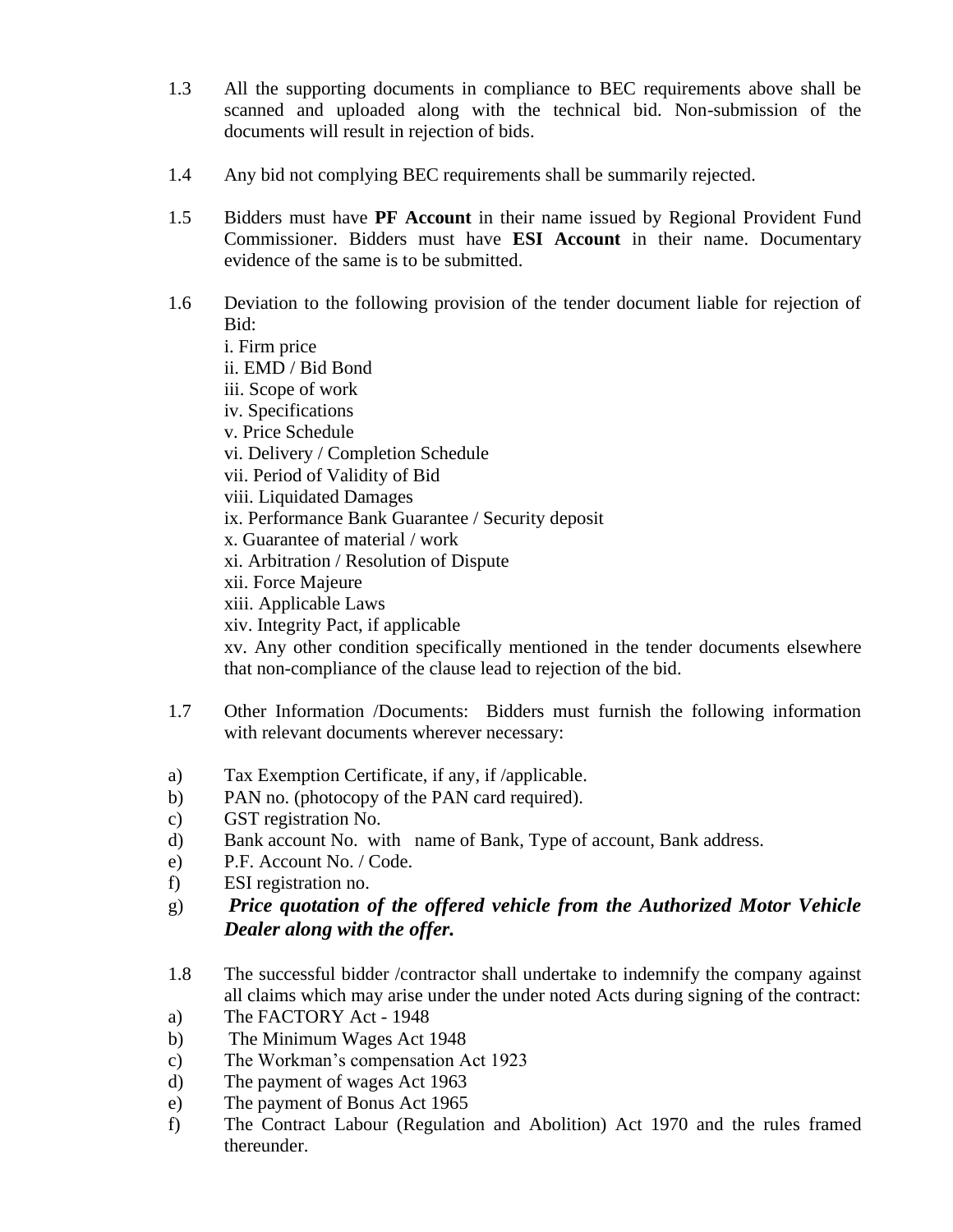1.3 All the supporting documents in compliance to BEC requirements above shall be scanned and uploaded along with the technical bid. Non-submission of the documents will result in rejection of bids.

1.4 Any bid not complying BEC requirements shall be summarily rejected.

1.5 Bidders must have **PF Account** in their name issued by Regional Provident Fund Commissioner. Bidders must have **ESI Account** in their name. Documentary evidence of the same is to be submitted.

1.6 Deviation to the following provision of the tender document liable for rejection of Bid:

i. Firm price
ii. EMD / Bid Bond
iii. Scope of work
iv. Specifications
v. Price Schedule
vi. Delivery / Completion Schedule
vii. Period of Validity of Bid
viii. Liquidated Damages
ix. Performance Bank Guarantee / Security deposit
x. Guarantee of material / work
xi. Arbitration / Resolution of Dispute
xii. Force Majeure
xiii. Applicable Laws
xiv. Integrity Pact, if applicable
xv. Any other condition specifically mentioned in the tender documents elsewhere that non-compliance of the clause lead to rejection of the bid.

1.7 Other Information /Documents: Bidders must furnish the following information with relevant documents wherever necessary:

a) Tax Exemption Certificate, if any, if /applicable.
b) PAN no. (photocopy of the PAN card required).
c) GST registration No.
d) Bank account No. with name of Bank, Type of account, Bank address.
e) P.F. Account No. / Code.
f) ESI registration no.
g) ***Price quotation of the offered vehicle from the Authorized Motor Vehicle Dealer along with the offer.***

1.8 The successful bidder /contractor shall undertake to indemnify the company against all claims which may arise under the under noted Acts during signing of the contract:

a) The FACTORY Act - 1948
b) The Minimum Wages Act 1948
c) The Workman's compensation Act 1923
d) The payment of wages Act 1963
e) The payment of Bonus Act 1965
f) The Contract Labour (Regulation and Abolition) Act 1970 and the rules framed thereunder.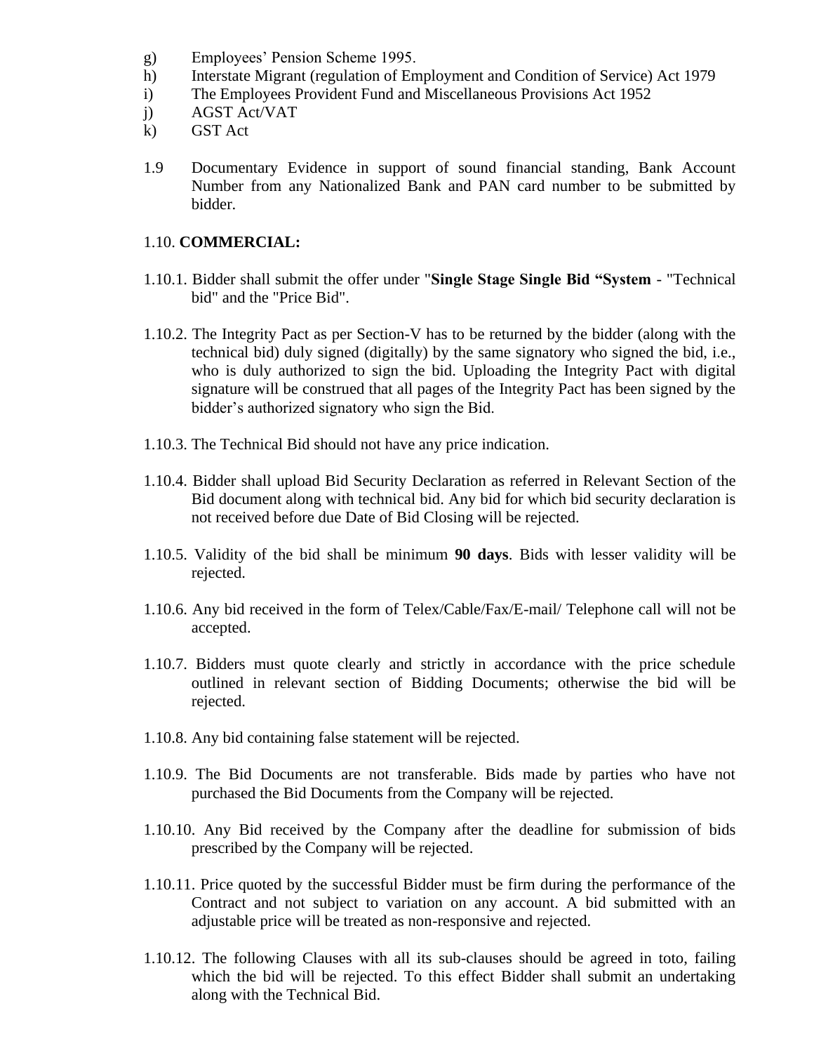g) Employees' Pension Scheme 1995.

h) Interstate Migrant (regulation of Employment and Condition of Service) Act 1979

i) The Employees Provident Fund and Miscellaneous Provisions Act 1952

j) AGST Act/VAT

k) GST Act

1.9 Documentary Evidence in support of sound financial standing, Bank Account Number from any Nationalized Bank and PAN card number to be submitted by bidder.

1.10. **COMMERCIAL:**

1.10.1. Bidder shall submit the offer under "**Single Stage Single Bid "System** - "Technical bid" and the "Price Bid".

1.10.2. The Integrity Pact as per Section-V has to be returned by the bidder (along with the technical bid) duly signed (digitally) by the same signatory who signed the bid, i.e., who is duly authorized to sign the bid. Uploading the Integrity Pact with digital signature will be construed that all pages of the Integrity Pact has been signed by the bidder's authorized signatory who sign the Bid.

1.10.3. The Technical Bid should not have any price indication.

1.10.4. Bidder shall upload Bid Security Declaration as referred in Relevant Section of the Bid document along with technical bid. Any bid for which bid security declaration is not received before due Date of Bid Closing will be rejected.

1.10.5. Validity of the bid shall be minimum **90 days**. Bids with lesser validity will be rejected.

1.10.6. Any bid received in the form of Telex/Cable/Fax/E-mail/ Telephone call will not be accepted.

1.10.7. Bidders must quote clearly and strictly in accordance with the price schedule outlined in relevant section of Bidding Documents; otherwise the bid will be rejected.

1.10.8. Any bid containing false statement will be rejected.

1.10.9. The Bid Documents are not transferable. Bids made by parties who have not purchased the Bid Documents from the Company will be rejected.

1.10.10. Any Bid received by the Company after the deadline for submission of bids prescribed by the Company will be rejected.

1.10.11. Price quoted by the successful Bidder must be firm during the performance of the Contract and not subject to variation on any account. A bid submitted with an adjustable price will be treated as non-responsive and rejected.

1.10.12. The following Clauses with all its sub-clauses should be agreed in toto, failing which the bid will be rejected. To this effect Bidder shall submit an undertaking along with the Technical Bid.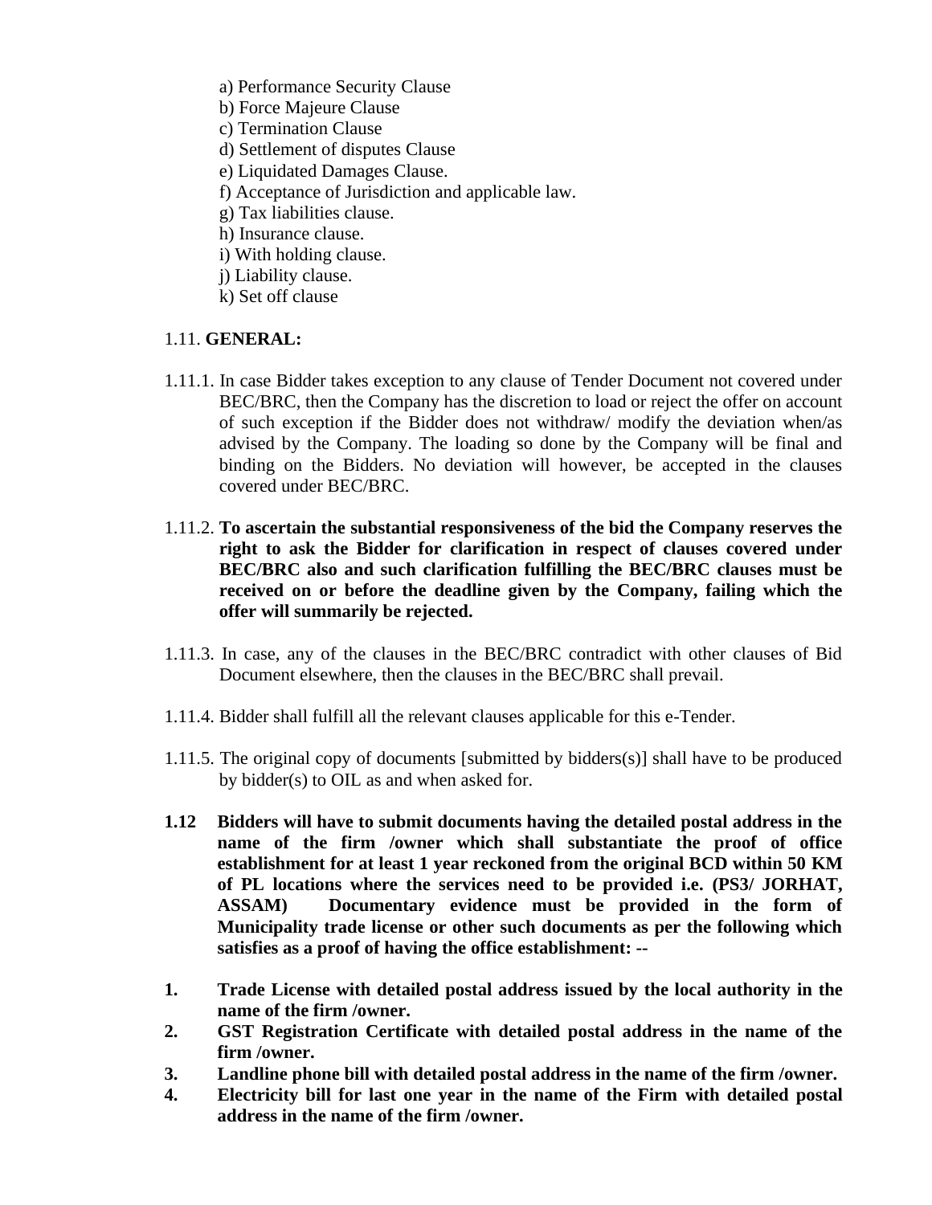a) Performance Security Clause
b) Force Majeure Clause
c) Termination Clause
d) Settlement of disputes Clause
e) Liquidated Damages Clause.
f) Acceptance of Jurisdiction and applicable law.
g) Tax liabilities clause.
h) Insurance clause.
i) With holding clause.
j) Liability clause.
k) Set off clause

1.11. **GENERAL:**

1.11.1. In case Bidder takes exception to any clause of Tender Document not covered under BEC/BRC, then the Company has the discretion to load or reject the offer on account of such exception if the Bidder does not withdraw/ modify the deviation when/as advised by the Company. The loading so done by the Company will be final and binding on the Bidders. No deviation will however, be accepted in the clauses covered under BEC/BRC.

1.11.2. **To ascertain the substantial responsiveness of the bid the Company reserves the right to ask the Bidder for clarification in respect of clauses covered under BEC/BRC also and such clarification fulfilling the BEC/BRC clauses must be received on or before the deadline given by the Company, failing which the offer will summarily be rejected.**

1.11.3. In case, any of the clauses in the BEC/BRC contradict with other clauses of Bid Document elsewhere, then the clauses in the BEC/BRC shall prevail.

1.11.4. Bidder shall fulfill all the relevant clauses applicable for this e-Tender.

1.11.5. The original copy of documents [submitted by bidders(s)] shall have to be produced by bidder(s) to OIL as and when asked for.

**1.12 Bidders will have to submit documents having the detailed postal address in the name of the firm /owner which shall substantiate the proof of office establishment for at least 1 year reckoned from the original BCD within 50 KM of PL locations where the services need to be provided i.e. (PS3/ JORHAT, ASSAM) Documentary evidence must be provided in the form of Municipality trade license or other such documents as per the following which satisfies as a proof of having the office establishment: --**

1. **Trade License with detailed postal address issued by the local authority in the name of the firm /owner.**
2. **GST Registration Certificate with detailed postal address in the name of the firm /owner.**
3. **Landline phone bill with detailed postal address in the name of the firm /owner.**
4. **Electricity bill for last one year in the name of the Firm with detailed postal address in the name of the firm /owner.**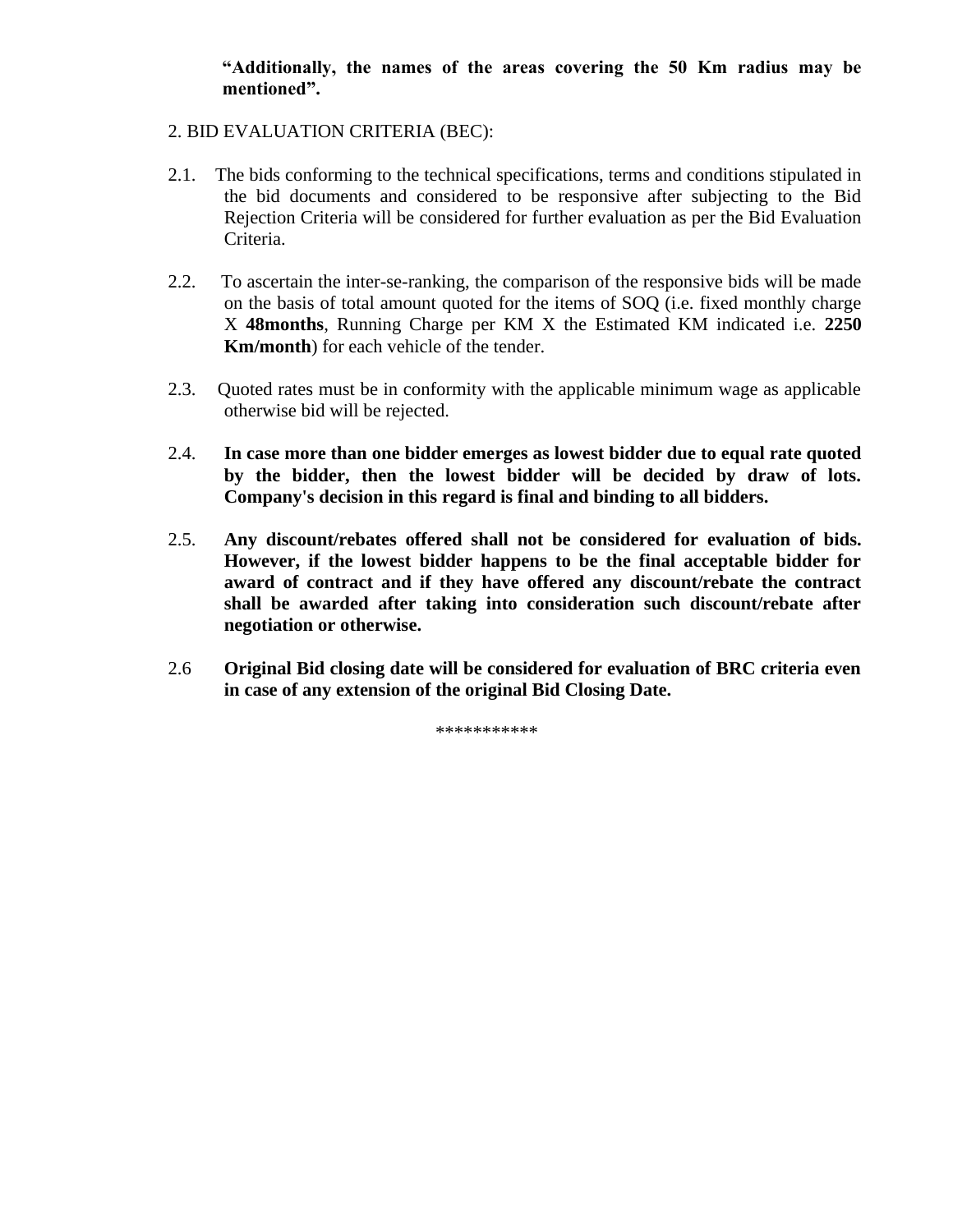**“Additionally, the names of the areas covering the 50 Km radius may be mentioned”.**

2. BID EVALUATION CRITERIA (BEC):

2.1. The bids conforming to the technical specifications, terms and conditions stipulated in the bid documents and considered to be responsive after subjecting to the Bid Rejection Criteria will be considered for further evaluation as per the Bid Evaluation Criteria.

2.2. To ascertain the inter-se-ranking, the comparison of the responsive bids will be made on the basis of total amount quoted for the items of SOQ (i.e. fixed monthly charge X **48months**, Running Charge per KM X the Estimated KM indicated i.e. **2250 Km/month**) for each vehicle of the tender.

2.3. Quoted rates must be in conformity with the applicable minimum wage as applicable otherwise bid will be rejected.

2.4. **In case more than one bidder emerges as lowest bidder due to equal rate quoted by the bidder, then the lowest bidder will be decided by draw of lots. Company's decision in this regard is final and binding to all bidders.**

2.5. **Any discount/rebates offered shall not be considered for evaluation of bids. However, if the lowest bidder happens to be the final acceptable bidder for award of contract and if they have offered any discount/rebate the contract shall be awarded after taking into consideration such discount/rebate after negotiation or otherwise.**

2.6 **Original Bid closing date will be considered for evaluation of BRC criteria even in case of any extension of the original Bid Closing Date.**

***********